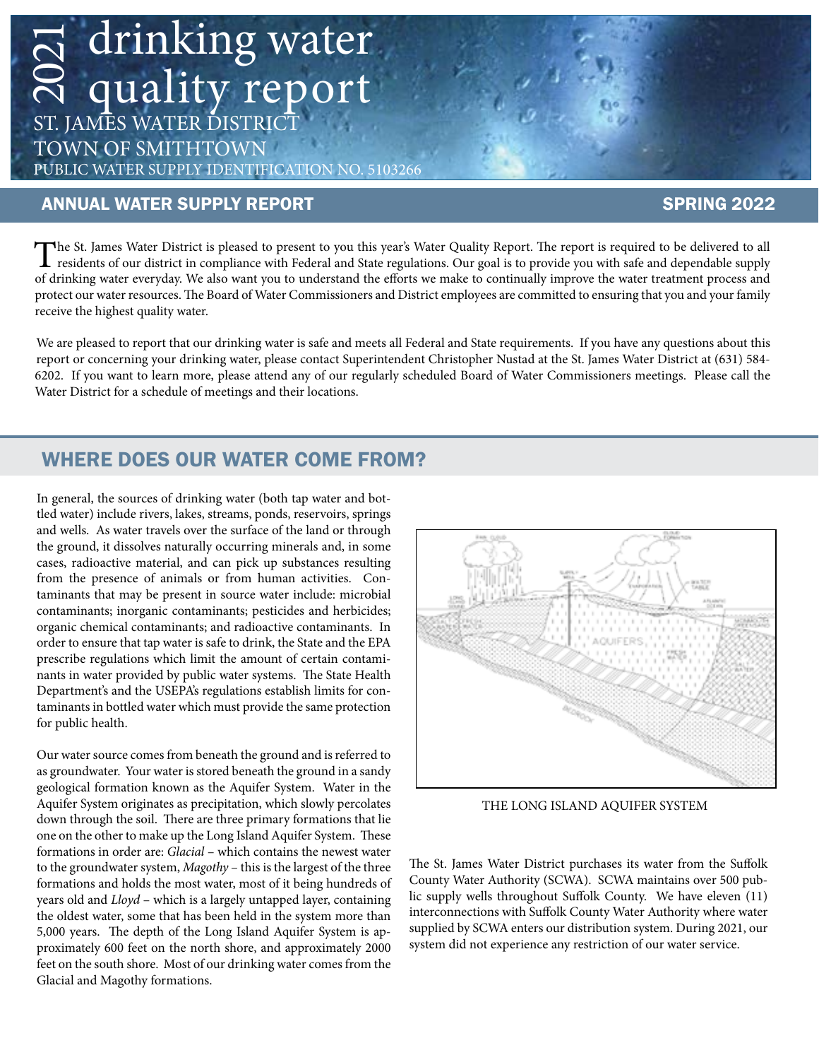# 2021 drinking water quality report

ST. JAMES WATER DISTRICT
TOWN OF SMITHTOWN
PUBLIC WATER SUPPLY IDENTIFICATION NO. 5103266

## ANNUAL WATER SUPPLY REPORT — SPRING 2022

The St. James Water District is pleased to present to you this year's Water Quality Report. The report is required to be delivered to all residents of our district in compliance with Federal and State regulations. Our goal is to provide you with safe and dependable supply of drinking water everyday. We also want you to understand the efforts we make to continually improve the water treatment process and protect our water resources. The Board of Water Commissioners and District employees are committed to ensuring that you and your family receive the highest quality water.

We are pleased to report that our drinking water is safe and meets all Federal and State requirements. If you have any questions about this report or concerning your drinking water, please contact Superintendent Christopher Nustad at the St. James Water District at (631) 584-6202. If you want to learn more, please attend any of our regularly scheduled Board of Water Commissioners meetings. Please call the Water District for a schedule of meetings and their locations.

## WHERE DOES OUR WATER COME FROM?

In general, the sources of drinking water (both tap water and bottled water) include rivers, lakes, streams, ponds, reservoirs, springs and wells. As water travels over the surface of the land or through the ground, it dissolves naturally occurring minerals and, in some cases, radioactive material, and can pick up substances resulting from the presence of animals or from human activities. Contaminants that may be present in source water include: microbial contaminants; inorganic contaminants; pesticides and herbicides; organic chemical contaminants; and radioactive contaminants. In order to ensure that tap water is safe to drink, the State and the EPA prescribe regulations which limit the amount of certain contaminants in water provided by public water systems. The State Health Department's and the USEPA's regulations establish limits for contaminants in bottled water which must provide the same protection for public health.

Our water source comes from beneath the ground and is referred to as groundwater. Your water is stored beneath the ground in a sandy geological formation known as the Aquifer System. Water in the Aquifer System originates as precipitation, which slowly percolates down through the soil. There are three primary formations that lie one on the other to make up the Long Island Aquifer System. These formations in order are: *Glacial* – which contains the newest water to the groundwater system, *Magothy* – this is the largest of the three formations and holds the most water, most of it being hundreds of years old and *Lloyd* – which is a largely untapped layer, containing the oldest water, some that has been held in the system more than 5,000 years. The depth of the Long Island Aquifer System is approximately 600 feet on the north shore, and approximately 2000 feet on the south shore. Most of our drinking water comes from the Glacial and Magothy formations.

THE LONG ISLAND AQUIFER SYSTEM

The St. James Water District purchases its water from the Suffolk County Water Authority (SCWA). SCWA maintains over 500 public supply wells throughout Suffolk County. We have eleven (11) interconnections with Suffolk County Water Authority where water supplied by SCWA enters our distribution system. During 2021, our system did not experience any restriction of our water service.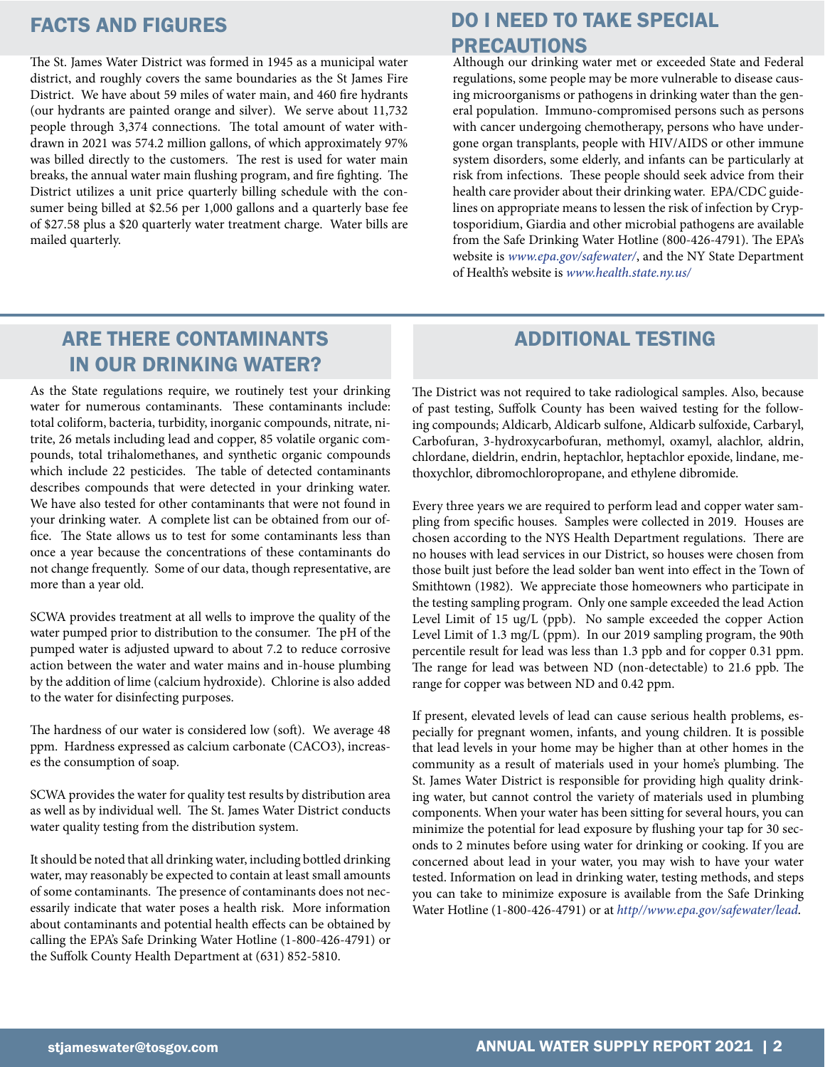## FACTS AND FIGURES

The St. James Water District was formed in 1945 as a municipal water district, and roughly covers the same boundaries as the St James Fire District. We have about 59 miles of water main, and 460 fire hydrants (our hydrants are painted orange and silver). We serve about 11,732 people through 3,374 connections. The total amount of water withdrawn in 2021 was 574.2 million gallons, of which approximately 97% was billed directly to the customers. The rest is used for water main breaks, the annual water main flushing program, and fire fighting. The District utilizes a unit price quarterly billing schedule with the consumer being billed at $2.56 per 1,000 gallons and a quarterly base fee of $27.58 plus a $20 quarterly water treatment charge. Water bills are mailed quarterly.

## DO I NEED TO TAKE SPECIAL PRECAUTIONS

Although our drinking water met or exceeded State and Federal regulations, some people may be more vulnerable to disease causing microorganisms or pathogens in drinking water than the general population. Immuno-compromised persons such as persons with cancer undergoing chemotherapy, persons who have undergone organ transplants, people with HIV/AIDS or other immune system disorders, some elderly, and infants can be particularly at risk from infections. These people should seek advice from their health care provider about their drinking water. EPA/CDC guidelines on appropriate means to lessen the risk of infection by Cryptosporidium, Giardia and other microbial pathogens are available from the Safe Drinking Water Hotline (800-426-4791). The EPA's website is *www.epa.gov/safewater/*, and the NY State Department of Health's website is *www.health.state.ny.us/*

## ARE THERE CONTAMINANTS IN OUR DRINKING WATER?

As the State regulations require, we routinely test your drinking water for numerous contaminants. These contaminants include: total coliform, bacteria, turbidity, inorganic compounds, nitrate, nitrite, 26 metals including lead and copper, 85 volatile organic compounds, total trihalomethanes, and synthetic organic compounds which include 22 pesticides. The table of detected contaminants describes compounds that were detected in your drinking water. We have also tested for other contaminants that were not found in your drinking water. A complete list can be obtained from our office. The State allows us to test for some contaminants less than once a year because the concentrations of these contaminants do not change frequently. Some of our data, though representative, are more than a year old.

SCWA provides treatment at all wells to improve the quality of the water pumped prior to distribution to the consumer. The pH of the pumped water is adjusted upward to about 7.2 to reduce corrosive action between the water and water mains and in-house plumbing by the addition of lime (calcium hydroxide). Chlorine is also added to the water for disinfecting purposes.

The hardness of our water is considered low (soft). We average 48 ppm. Hardness expressed as calcium carbonate (CACO3), increases the consumption of soap.

SCWA provides the water for quality test results by distribution area as well as by individual well. The St. James Water District conducts water quality testing from the distribution system.

It should be noted that all drinking water, including bottled drinking water, may reasonably be expected to contain at least small amounts of some contaminants. The presence of contaminants does not necessarily indicate that water poses a health risk. More information about contaminants and potential health effects can be obtained by calling the EPA's Safe Drinking Water Hotline (1-800-426-4791) or the Suffolk County Health Department at (631) 852-5810.

## ADDITIONAL TESTING

The District was not required to take radiological samples. Also, because of past testing, Suffolk County has been waived testing for the following compounds; Aldicarb, Aldicarb sulfone, Aldicarb sulfoxide, Carbaryl, Carbofuran, 3-hydroxycarbofuran, methomyl, oxamyl, alachlor, aldrin, chlordane, dieldrin, endrin, heptachlor, heptachlor epoxide, lindane, methoxychlor, dibromochloropropane, and ethylene dibromide.

Every three years we are required to perform lead and copper water sampling from specific houses. Samples were collected in 2019. Houses are chosen according to the NYS Health Department regulations. There are no houses with lead services in our District, so houses were chosen from those built just before the lead solder ban went into effect in the Town of Smithtown (1982). We appreciate those homeowners who participate in the testing sampling program. Only one sample exceeded the lead Action Level Limit of 15 ug/L (ppb). No sample exceeded the copper Action Level Limit of 1.3 mg/L (ppm). In our 2019 sampling program, the 90th percentile result for lead was less than 1.3 ppb and for copper 0.31 ppm. The range for lead was between ND (non-detectable) to 21.6 ppb. The range for copper was between ND and 0.42 ppm.

If present, elevated levels of lead can cause serious health problems, especially for pregnant women, infants, and young children. It is possible that lead levels in your home may be higher than at other homes in the community as a result of materials used in your home's plumbing. The St. James Water District is responsible for providing high quality drinking water, but cannot control the variety of materials used in plumbing components. When your water has been sitting for several hours, you can minimize the potential for lead exposure by flushing your tap for 30 seconds to 2 minutes before using water for drinking or cooking. If you are concerned about lead in your water, you may wish to have your water tested. Information on lead in drinking water, testing methods, and steps you can take to minimize exposure is available from the Safe Drinking Water Hotline (1-800-426-4791) or at *http//www.epa.gov/safewater/lead*.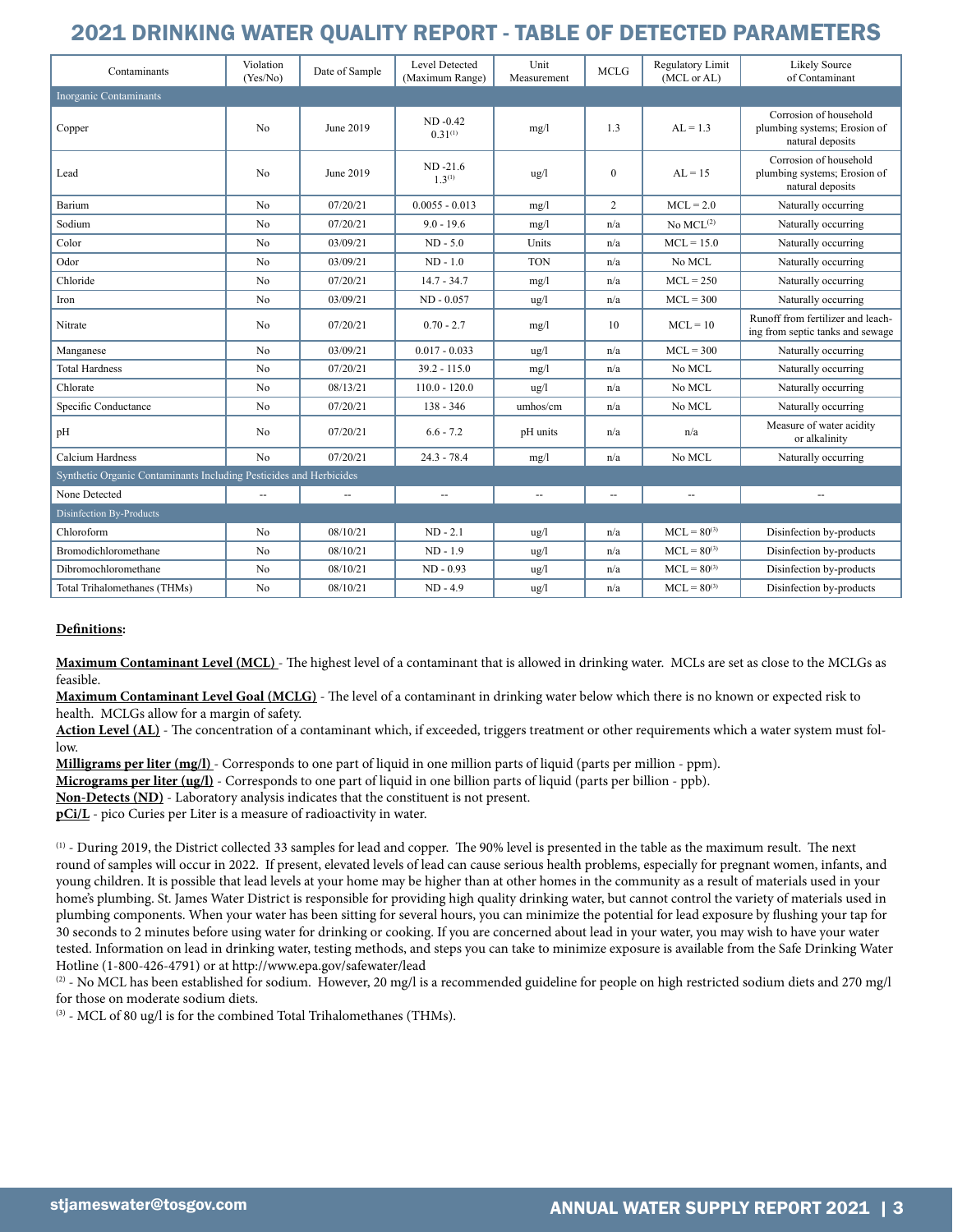# 2021 DRINKING WATER QUALITY REPORT - TABLE OF DETECTED PARAMETERS

| Contaminants | Violation (Yes/No) | Date of Sample | Level Detected (Maximum Range) | Unit Measurement | MCLG | Regulatory Limit (MCL or AL) | Likely Source of Contaminant |
|---|---|---|---|---|---|---|---|
| Inorganic Contaminants | | | | | | | |
| Copper | No | June 2019 | ND -0.42 0.31[1] | mg/l | 1.3 | AL = 1.3 | Corrosion of household plumbing systems; Erosion of natural deposits |
| Lead | No | June 2019 | ND -21.6 1.3[1] | ug/l | 0 | AL = 15 | Corrosion of household plumbing systems; Erosion of natural deposits |
| Barium | No | 07/20/21 | 0.0055 - 0.013 | mg/l | 2 | MCL = 2.0 | Naturally occurring |
| Sodium | No | 07/20/21 | 9.0 - 19.6 | mg/l | n/a | No MCL[2] | Naturally occurring |
| Color | No | 03/09/21 | ND - 5.0 | Units | n/a | MCL = 15.0 | Naturally occurring |
| Odor | No | 03/09/21 | ND - 1.0 | TON | n/a | No MCL | Naturally occurring |
| Chloride | No | 07/20/21 | 14.7 - 34.7 | mg/l | n/a | MCL = 250 | Naturally occurring |
| Iron | No | 03/09/21 | ND - 0.057 | ug/l | n/a | MCL = 300 | Naturally occurring |
| Nitrate | No | 07/20/21 | 0.70 - 2.7 | mg/l | 10 | MCL = 10 | Runoff from fertilizer and leaching from septic tanks and sewage |
| Manganese | No | 03/09/21 | 0.017 - 0.033 | ug/l | n/a | MCL = 300 | Naturally occurring |
| Total Hardness | No | 07/20/21 | 39.2 - 115.0 | mg/l | n/a | No MCL | Naturally occurring |
| Chlorate | No | 08/13/21 | 110.0 - 120.0 | ug/l | n/a | No MCL | Naturally occurring |
| Specific Conductance | No | 07/20/21 | 138 - 346 | umhos/cm | n/a | No MCL | Naturally occurring |
| pH | No | 07/20/21 | 6.6 - 7.2 | pH units | n/a | n/a | Measure of water acidity or alkalinity |
| Calcium Hardness | No | 07/20/21 | 24.3 - 78.4 | mg/l | n/a | No MCL | Naturally occurring |
| Synthetic Organic Contaminants Including Pesticides and Herbicides | | | | | | | |
| None Detected | -- | -- | -- | -- | -- | -- | -- |
| Disinfection By-Products | | | | | | | |
| Chloroform | No | 08/10/21 | ND - 2.1 | ug/l | n/a | MCL = 80[3] | Disinfection by-products |
| Bromodichloromethane | No | 08/10/21 | ND - 1.9 | ug/l | n/a | MCL = 80[3] | Disinfection by-products |
| Dibromochloromethane | No | 08/10/21 | ND - 0.93 | ug/l | n/a | MCL = 80[3] | Disinfection by-products |
| Total Trihalomethanes (THMs) | No | 08/10/21 | ND - 4.9 | ug/l | n/a | MCL = 80[3] | Disinfection by-products |

**Definitions:**

**Maximum Contaminant Level (MCL)** - The highest level of a contaminant that is allowed in drinking water. MCLs are set as close to the MCLGs as feasible.

**Maximum Contaminant Level Goal (MCLG)** - The level of a contaminant in drinking water below which there is no known or expected risk to health. MCLGs allow for a margin of safety.

**Action Level (AL)** - The concentration of a contaminant which, if exceeded, triggers treatment or other requirements which a water system must follow.

**Milligrams per liter (mg/l)** - Corresponds to one part of liquid in one million parts of liquid (parts per million - ppm).

**Micrograms per liter (ug/l)** - Corresponds to one part of liquid in one billion parts of liquid (parts per billion - ppb).

**Non-Detects (ND)** - Laboratory analysis indicates that the constituent is not present.

**pCi/L** - pico Curies per Liter is a measure of radioactivity in water.

[1] - During 2019, the District collected 33 samples for lead and copper. The 90% level is presented in the table as the maximum result. The next round of samples will occur in 2022. If present, elevated levels of lead can cause serious health problems, especially for pregnant women, infants, and young children. It is possible that lead levels at your home may be higher than at other homes in the community as a result of materials used in your home's plumbing. St. James Water District is responsible for providing high quality drinking water, but cannot control the variety of materials used in plumbing components. When your water has been sitting for several hours, you can minimize the potential for lead exposure by flushing your tap for 30 seconds to 2 minutes before using water for drinking or cooking. If you are concerned about lead in your water, you may wish to have your water tested. Information on lead in drinking water, testing methods, and steps you can take to minimize exposure is available from the Safe Drinking Water Hotline (1-800-426-4791) or at http://www.epa.gov/safewater/lead

[2] - No MCL has been established for sodium. However, 20 mg/l is a recommended guideline for people on high restricted sodium diets and 270 mg/l for those on moderate sodium diets.

[3] - MCL of 80 ug/l is for the combined Total Trihalomethanes (THMs).

stjameswater@tosgov.com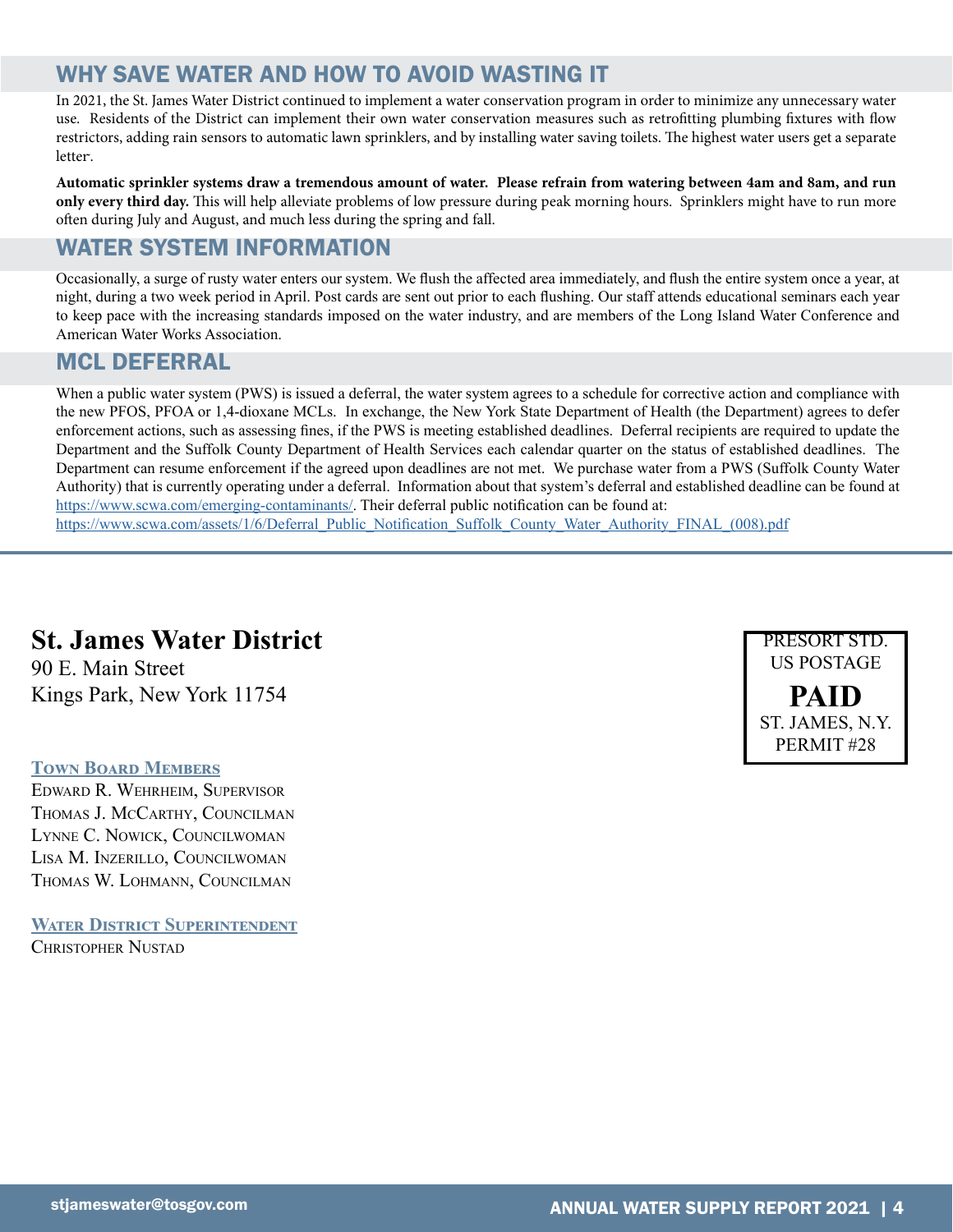## WHY SAVE WATER AND HOW TO AVOID WASTING IT

In 2021, the St. James Water District continued to implement a water conservation program in order to minimize any unnecessary water use. Residents of the District can implement their own water conservation measures such as retrofitting plumbing fixtures with flow restrictors, adding rain sensors to automatic lawn sprinklers, and by installing water saving toilets. The highest water users get a separate letter.

**Automatic sprinkler systems draw a tremendous amount of water. Please refrain from watering between 4am and 8am, and run only every third day.** This will help alleviate problems of low pressure during peak morning hours. Sprinklers might have to run more often during July and August, and much less during the spring and fall.

## WATER SYSTEM INFORMATION

Occasionally, a surge of rusty water enters our system. We flush the affected area immediately, and flush the entire system once a year, at night, during a two week period in April. Post cards are sent out prior to each flushing. Our staff attends educational seminars each year to keep pace with the increasing standards imposed on the water industry, and are members of the Long Island Water Conference and American Water Works Association.

## MCL DEFERRAL

When a public water system (PWS) is issued a deferral, the water system agrees to a schedule for corrective action and compliance with the new PFOS, PFOA or 1,4-dioxane MCLs. In exchange, the New York State Department of Health (the Department) agrees to defer enforcement actions, such as assessing fines, if the PWS is meeting established deadlines. Deferral recipients are required to update the Department and the Suffolk County Department of Health Services each calendar quarter on the status of established deadlines. The Department can resume enforcement if the agreed upon deadlines are not met. We purchase water from a PWS (Suffolk County Water Authority) that is currently operating under a deferral. Information about that system's deferral and established deadline can be found at https://www.scwa.com/emerging-contaminants/. Their deferral public notification can be found at:
https://www.scwa.com/assets/1/6/Deferral_Public_Notification_Suffolk_County_Water_Authority_FINAL_(008).pdf

---

**St. James Water District**
90 E. Main Street
Kings Park, New York 11754

PRESORT STD.
US POSTAGE
**PAID**
ST. JAMES, N.Y.
PERMIT #28

**Town Board Members**

Edward R. Wehrheim, Supervisor
Thomas J. McCarthy, Councilman
Lynne C. Nowick, Councilwoman
Lisa M. Inzerillo, Councilwoman
Thomas W. Lohmann, Councilman

**Water District Superintendent**

Christopher Nustad

stjameswater@tosgov.com